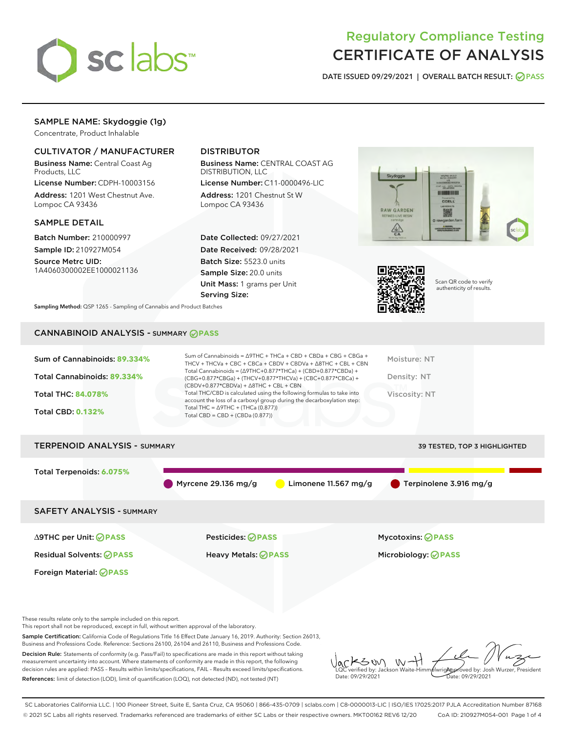# Regulatory Compliance Testing
# CERTIFICATE OF ANALYSIS

DATE ISSUED 09/29/2021 | OVERALL BATCH RESULT: PASS

## SAMPLE NAME: Skydoggie (1g)

Concentrate, Product Inhalable

### CULTIVATOR / MANUFACTURER

**Business Name:** Central Coast Ag Products, LLC
**License Number:** CDPH-10003156
**Address:** 1201 West Chestnut Ave. Lompoc CA 93436

### DISTRIBUTOR

**Business Name:** CENTRAL COAST AG DISTRIBUTION, LLC
**License Number:** C11-0000496-LIC
**Address:** 1201 Chestnut St W Lompoc CA 93436

### SAMPLE DETAIL

**Batch Number:** 210000997
**Sample ID:** 210927M054
**Source Metrc UID:** 1A4060300002EE1000021136

**Date Collected:** 09/27/2021
**Date Received:** 09/28/2021
**Batch Size:** 5523.0 units
**Sample Size:** 20.0 units
**Unit Mass:** 1 grams per Unit
**Serving Size:**

Scan QR code to verify authenticity of results.

**Sampling Method:** QSP 1265 - Sampling of Cannabis and Product Batches

## CANNABINOID ANALYSIS - SUMMARY PASS

**Sum of Cannabinoids:** 89.334%
**Total Cannabinoids:** 89.334%
**Total THC:** 84.078%
**Total CBD:** 0.132%

Sum of Cannabinoids = Δ9THC + THCa + CBD + CBDa + CBG + CBGa + THCV + THCVa + CBC + CBCa + CBDV + CBDVa + Δ8THC + CBL + CBN
Total Cannabinoids = (Δ9THC+0.877*THCa) + (CBD+0.877*CBDa) + (CBG+0.877*CBGa) + (THCV+0.877*THCVa) + (CBC+0.877*CBCa) + (CBDV+0.877*CBDVa) + Δ8THC + CBL + CBN
Total THC/CBD is calculated using the following formulas to take into account the loss of a carboxyl group during the decarboxylation step:
Total THC = Δ9THC + (THCa (0.877))
Total CBD = CBD + (CBDa (0.877))

Moisture: NT
Density: NT
Viscosity: NT

## TERPENOID ANALYSIS - SUMMARY

39 TESTED, TOP 3 HIGHLIGHTED

**Total Terpenoids:** 6.075%

Myrcene 29.136 mg/g | Limonene 11.567 mg/g | Terpinolene 3.916 mg/g

## SAFETY ANALYSIS - SUMMARY

| | | |
|---|---|---|
| Δ9THC per Unit: PASS | Pesticides: PASS | Mycotoxins: PASS |
| Residual Solvents: PASS | Heavy Metals: PASS | Microbiology: PASS |
| Foreign Material: PASS | | |

These results relate only to the sample included on this report.
This report shall not be reproduced, except in full, without written approval of the laboratory.

**Sample Certification:** California Code of Regulations Title 16 Effect Date January 16, 2019. Authority: Section 26013, Business and Professions Code. Reference: Sections 26100, 26104 and 26110, Business and Professions Code.

**Decision Rule:** Statements of conformity (e.g. Pass/Fail) to specifications are made in this report without taking measurement uncertainty into account. Where statements of conformity are made in this report, the following decision rules are applied: PASS – Results within limits/specifications, FAIL – Results exceed limits/specifications.

**References:** limit of detection (LOD), limit of quantification (LOQ), not detected (ND), not tested (NT)

LQC verified by: Jackson Waite-Himmelwright
Date: 09/29/2021

Approved by: Josh Wurzer, President
Date: 09/29/2021

SC Laboratories California LLC. | 100 Pioneer Street, Suite E, Santa Cruz, CA 95060 | 866-435-0709 | sclabs.com | C8-0000013-LIC | ISO/IES 17025:2017 PJLA Accreditation Number 87168
© 2021 SC Labs all rights reserved. Trademarks referenced are trademarks of either SC Labs or their respective owners. MKT00162 REV6 12/20 CoA ID: 210927M054-001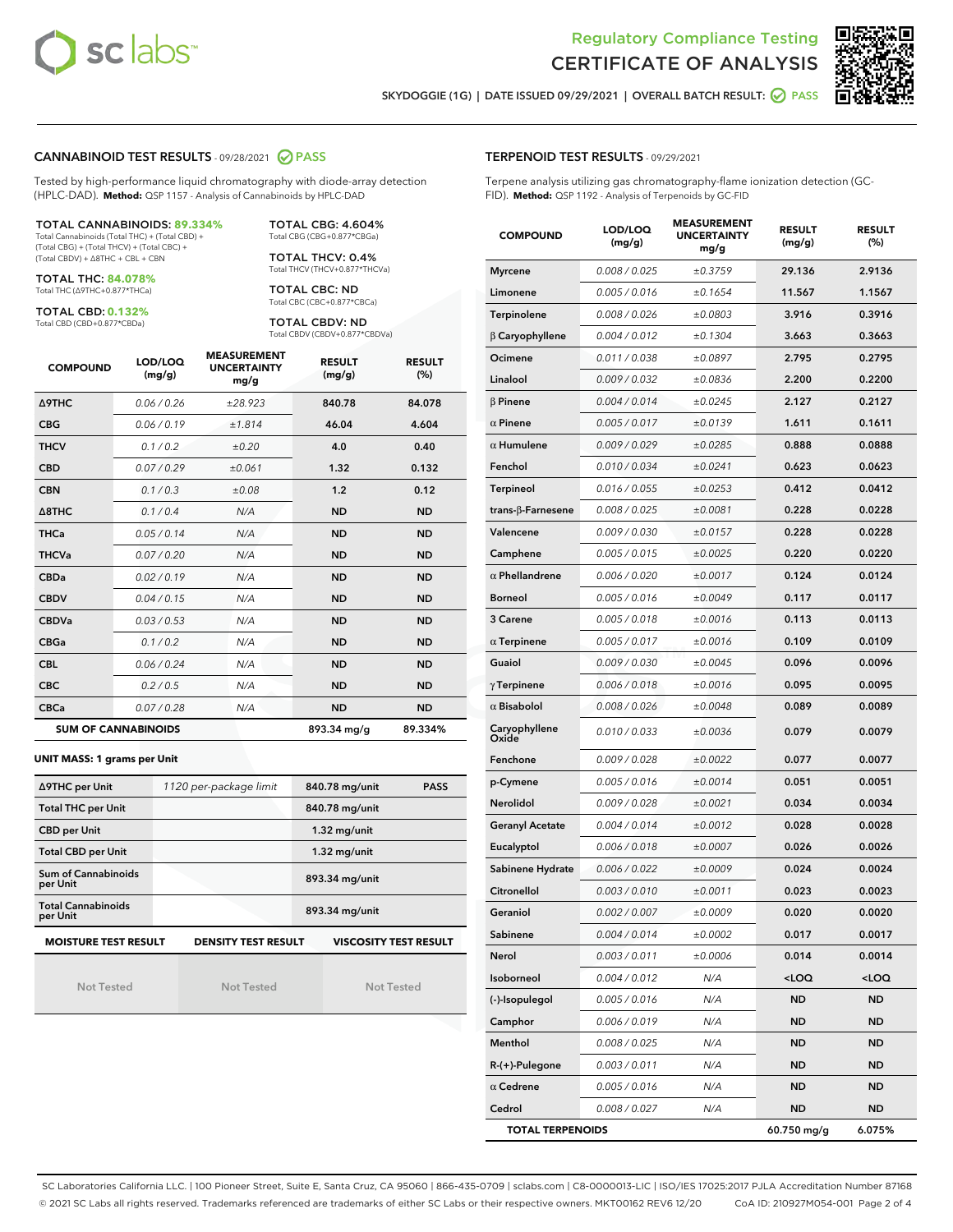# Regulatory Compliance Testing
# CERTIFICATE OF ANALYSIS

SKYDOGGIE (1G) | DATE ISSUED 09/29/2021 | OVERALL BATCH RESULT: PASS

## CANNABINOID TEST RESULTS - 09/28/2021 PASS

Tested by high-performance liquid chromatography with diode-array detection (HPLC-DAD). **Method:** QSP 1157 - Analysis of Cannabinoids by HPLC-DAD

**TOTAL CANNABINOIDS: 89.334%**
Total Cannabinoids (Total THC) + (Total CBD) + (Total CBG) + (Total THCV) + (Total CBC) + (Total CBDV) + Δ8THC + CBL + CBN

**TOTAL THC: 84.078%**
Total THC (Δ9THC+0.877*THCa)

**TOTAL CBD: 0.132%**
Total CBD (CBD+0.877*CBDa)

**TOTAL CBG: 4.604%**
Total CBG (CBG+0.877*CBGa)

**TOTAL THCV: 0.4%**
Total THCV (THCV+0.877*THCVa)

**TOTAL CBC: ND**
Total CBC (CBC+0.877*CBCa)

**TOTAL CBDV: ND**
Total CBDV (CBDV+0.877*CBDVa)

| COMPOUND | LOD/LOQ (mg/g) | MEASUREMENT UNCERTAINTY mg/g | RESULT (mg/g) | RESULT (%) |
|---|---|---|---|---|
| Δ9THC | 0.06 / 0.26 | ±28.923 | 840.78 | 84.078 |
| CBG | 0.06 / 0.19 | ±1.814 | 46.04 | 4.604 |
| THCV | 0.1 / 0.2 | ±0.20 | 4.0 | 0.40 |
| CBD | 0.07 / 0.29 | ±0.061 | 1.32 | 0.132 |
| CBN | 0.1 / 0.3 | ±0.08 | 1.2 | 0.12 |
| Δ8THC | 0.1 / 0.4 | N/A | ND | ND |
| THCa | 0.05 / 0.14 | N/A | ND | ND |
| THCVa | 0.07 / 0.20 | N/A | ND | ND |
| CBDa | 0.02 / 0.19 | N/A | ND | ND |
| CBDV | 0.04 / 0.15 | N/A | ND | ND |
| CBDVa | 0.03 / 0.53 | N/A | ND | ND |
| CBGa | 0.1 / 0.2 | N/A | ND | ND |
| CBL | 0.06 / 0.24 | N/A | ND | ND |
| CBC | 0.2 / 0.5 | N/A | ND | ND |
| CBCa | 0.07 / 0.28 | N/A | ND | ND |
| **SUM OF CANNABINOIDS** | | | 893.34 mg/g | 89.334% |

**UNIT MASS: 1 grams per Unit**

| | | | |
|---|---|---|---|
| Δ9THC per Unit | 1120 per-package limit | 840.78 mg/unit | PASS |
| Total THC per Unit | | 840.78 mg/unit | |
| CBD per Unit | | 1.32 mg/unit | |
| Total CBD per Unit | | 1.32 mg/unit | |
| Sum of Cannabinoids per Unit | | 893.34 mg/unit | |
| Total Cannabinoids per Unit | | 893.34 mg/unit | |

| MOISTURE TEST RESULT | DENSITY TEST RESULT | VISCOSITY TEST RESULT |
|---|---|---|
| Not Tested | Not Tested | Not Tested |

## TERPENOID TEST RESULTS - 09/29/2021

Terpene analysis utilizing gas chromatography-flame ionization detection (GC-FID). **Method:** QSP 1192 - Analysis of Terpenoids by GC-FID

| COMPOUND | LOD/LOQ (mg/g) | MEASUREMENT UNCERTAINTY mg/g | RESULT (mg/g) | RESULT (%) |
|---|---|---|---|---|
| Myrcene | 0.008 / 0.025 | ±0.3759 | 29.136 | 2.9136 |
| Limonene | 0.005 / 0.016 | ±0.1654 | 11.567 | 1.1567 |
| Terpinolene | 0.008 / 0.026 | ±0.0803 | 3.916 | 0.3916 |
| β Caryophyllene | 0.004 / 0.012 | ±0.1304 | 3.663 | 0.3663 |
| Ocimene | 0.011 / 0.038 | ±0.0897 | 2.795 | 0.2795 |
| Linalool | 0.009 / 0.032 | ±0.0836 | 2.200 | 0.2200 |
| β Pinene | 0.004 / 0.014 | ±0.0245 | 2.127 | 0.2127 |
| α Pinene | 0.005 / 0.017 | ±0.0139 | 1.611 | 0.1611 |
| α Humulene | 0.009 / 0.029 | ±0.0285 | 0.888 | 0.0888 |
| Fenchol | 0.010 / 0.034 | ±0.0241 | 0.623 | 0.0623 |
| Terpineol | 0.016 / 0.055 | ±0.0253 | 0.412 | 0.0412 |
| trans-β-Farnesene | 0.008 / 0.025 | ±0.0081 | 0.228 | 0.0228 |
| Valencene | 0.009 / 0.030 | ±0.0157 | 0.228 | 0.0228 |
| Camphene | 0.005 / 0.015 | ±0.0025 | 0.220 | 0.0220 |
| α Phellandrene | 0.006 / 0.020 | ±0.0017 | 0.124 | 0.0124 |
| Borneol | 0.005 / 0.016 | ±0.0049 | 0.117 | 0.0117 |
| 3 Carene | 0.005 / 0.018 | ±0.0016 | 0.113 | 0.0113 |
| α Terpinene | 0.005 / 0.017 | ±0.0016 | 0.109 | 0.0109 |
| Guaiol | 0.009 / 0.030 | ±0.0045 | 0.096 | 0.0096 |
| γ Terpinene | 0.006 / 0.018 | ±0.0016 | 0.095 | 0.0095 |
| α Bisabolol | 0.008 / 0.026 | ±0.0048 | 0.089 | 0.0089 |
| Caryophyllene Oxide | 0.010 / 0.033 | ±0.0036 | 0.079 | 0.0079 |
| Fenchone | 0.009 / 0.028 | ±0.0022 | 0.077 | 0.0077 |
| p-Cymene | 0.005 / 0.016 | ±0.0014 | 0.051 | 0.0051 |
| Nerolidol | 0.009 / 0.028 | ±0.0021 | 0.034 | 0.0034 |
| Geranyl Acetate | 0.004 / 0.014 | ±0.0012 | 0.028 | 0.0028 |
| Eucalyptol | 0.006 / 0.018 | ±0.0007 | 0.026 | 0.0026 |
| Sabinene Hydrate | 0.006 / 0.022 | ±0.0009 | 0.024 | 0.0024 |
| Citronellol | 0.003 / 0.010 | ±0.0011 | 0.023 | 0.0023 |
| Geraniol | 0.002 / 0.007 | ±0.0009 | 0.020 | 0.0020 |
| Sabinene | 0.004 / 0.014 | ±0.0002 | 0.017 | 0.0017 |
| Nerol | 0.003 / 0.011 | ±0.0006 | 0.014 | 0.0014 |
| Isoborneol | 0.004 / 0.012 | N/A | <LOQ | <LOQ |
| (-)-Isopulegol | 0.005 / 0.016 | N/A | ND | ND |
| Camphor | 0.006 / 0.019 | N/A | ND | ND |
| Menthol | 0.008 / 0.025 | N/A | ND | ND |
| R-(+)-Pulegone | 0.003 / 0.011 | N/A | ND | ND |
| α Cedrene | 0.005 / 0.016 | N/A | ND | ND |
| Cedrol | 0.008 / 0.027 | N/A | ND | ND |
| **TOTAL TERPENOIDS** | | | 60.750 mg/g | 6.075% |

SC Laboratories California LLC. | 100 Pioneer Street, Suite E, Santa Cruz, CA 95060 | 866-435-0709 | sclabs.com | C8-0000013-LIC | ISO/IES 17025:2017 PJLA Accreditation Number 87168
© 2021 SC Labs all rights reserved. Trademarks referenced are trademarks of either SC Labs or their respective owners. MKT00162 REV6 12/20 CoA ID: 210927M054-001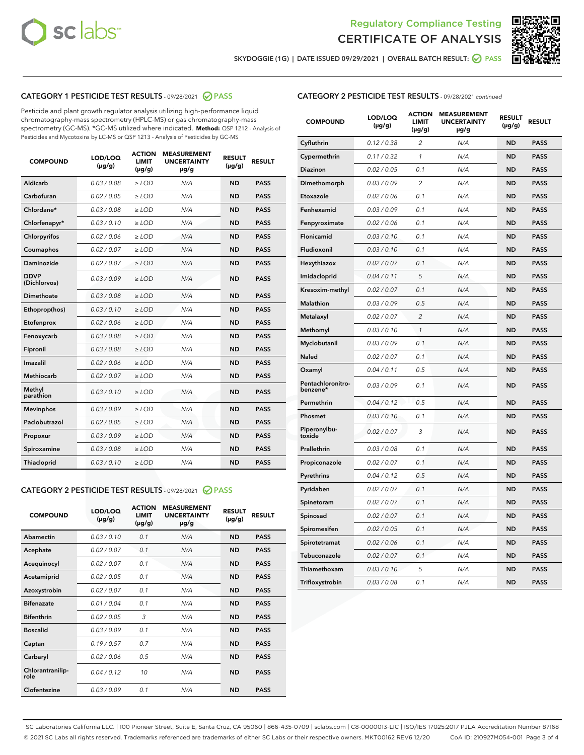Regulatory Compliance Testing
CERTIFICATE OF ANALYSIS

SKYDOGGIE (1G) | DATE ISSUED 09/29/2021 | OVERALL BATCH RESULT: PASS

## CATEGORY 1 PESTICIDE TEST RESULTS - 09/28/2021 PASS

Pesticide and plant growth regulator analysis utilizing high-performance liquid chromatography-mass spectrometry (HPLC-MS) or gas chromatography-mass spectrometry (GC-MS). *GC-MS utilized where indicated. **Method:** QSP 1212 - Analysis of Pesticides and Mycotoxins by LC-MS or QSP 1213 - Analysis of Pesticides by GC-MS

| COMPOUND | LOD/LOQ (µg/g) | ACTION LIMIT (µg/g) | MEASUREMENT UNCERTAINTY µg/g | RESULT (µg/g) | RESULT |
|---|---|---|---|---|---|
| Aldicarb | 0.03 / 0.08 | ≥ LOD | N/A | ND | PASS |
| Carbofuran | 0.02 / 0.05 | ≥ LOD | N/A | ND | PASS |
| Chlordane* | 0.03 / 0.08 | ≥ LOD | N/A | ND | PASS |
| Chlorfenapyr* | 0.03 / 0.10 | ≥ LOD | N/A | ND | PASS |
| Chlorpyrifos | 0.02 / 0.06 | ≥ LOD | N/A | ND | PASS |
| Coumaphos | 0.02 / 0.07 | ≥ LOD | N/A | ND | PASS |
| Daminozide | 0.02 / 0.07 | ≥ LOD | N/A | ND | PASS |
| DDVP (Dichlorvos) | 0.03 / 0.09 | ≥ LOD | N/A | ND | PASS |
| Dimethoate | 0.03 / 0.08 | ≥ LOD | N/A | ND | PASS |
| Ethoprop(hos) | 0.03 / 0.10 | ≥ LOD | N/A | ND | PASS |
| Etofenprox | 0.02 / 0.06 | ≥ LOD | N/A | ND | PASS |
| Fenoxycarb | 0.03 / 0.08 | ≥ LOD | N/A | ND | PASS |
| Fipronil | 0.03 / 0.08 | ≥ LOD | N/A | ND | PASS |
| Imazalil | 0.02 / 0.06 | ≥ LOD | N/A | ND | PASS |
| Methiocarb | 0.02 / 0.07 | ≥ LOD | N/A | ND | PASS |
| Methyl parathion | 0.03 / 0.10 | ≥ LOD | N/A | ND | PASS |
| Mevinphos | 0.03 / 0.09 | ≥ LOD | N/A | ND | PASS |
| Paclobutrazol | 0.02 / 0.05 | ≥ LOD | N/A | ND | PASS |
| Propoxur | 0.03 / 0.09 | ≥ LOD | N/A | ND | PASS |
| Spiroxamine | 0.03 / 0.08 | ≥ LOD | N/A | ND | PASS |
| Thiacloprid | 0.03 / 0.10 | ≥ LOD | N/A | ND | PASS |

## CATEGORY 2 PESTICIDE TEST RESULTS - 09/28/2021 PASS

| COMPOUND | LOD/LOQ (µg/g) | ACTION LIMIT (µg/g) | MEASUREMENT UNCERTAINTY µg/g | RESULT (µg/g) | RESULT |
|---|---|---|---|---|---|
| Abamectin | 0.03 / 0.10 | 0.1 | N/A | ND | PASS |
| Acephate | 0.02 / 0.07 | 0.1 | N/A | ND | PASS |
| Acequinocyl | 0.02 / 0.07 | 0.1 | N/A | ND | PASS |
| Acetamiprid | 0.02 / 0.05 | 0.1 | N/A | ND | PASS |
| Azoxystrobin | 0.02 / 0.07 | 0.1 | N/A | ND | PASS |
| Bifenazate | 0.01 / 0.04 | 0.1 | N/A | ND | PASS |
| Bifenthrin | 0.02 / 0.05 | 3 | N/A | ND | PASS |
| Boscalid | 0.03 / 0.09 | 0.1 | N/A | ND | PASS |
| Captan | 0.19 / 0.57 | 0.7 | N/A | ND | PASS |
| Carbaryl | 0.02 / 0.06 | 0.5 | N/A | ND | PASS |
| Chlorantraniliprole | 0.04 / 0.12 | 10 | N/A | ND | PASS |
| Clofentezine | 0.03 / 0.09 | 0.1 | N/A | ND | PASS |
| Cyfluthrin | 0.12 / 0.38 | 2 | N/A | ND | PASS |
| Cypermethrin | 0.11 / 0.32 | 1 | N/A | ND | PASS |
| Diazinon | 0.02 / 0.05 | 0.1 | N/A | ND | PASS |
| Dimethomorph | 0.03 / 0.09 | 2 | N/A | ND | PASS |
| Etoxazole | 0.02 / 0.06 | 0.1 | N/A | ND | PASS |
| Fenhexamid | 0.03 / 0.09 | 0.1 | N/A | ND | PASS |
| Fenpyroximate | 0.02 / 0.06 | 0.1 | N/A | ND | PASS |
| Flonicamid | 0.03 / 0.10 | 0.1 | N/A | ND | PASS |
| Fludioxonil | 0.03 / 0.10 | 0.1 | N/A | ND | PASS |
| Hexythiazox | 0.02 / 0.07 | 0.1 | N/A | ND | PASS |
| Imidacloprid | 0.04 / 0.11 | 5 | N/A | ND | PASS |
| Kresoxim-methyl | 0.02 / 0.07 | 0.1 | N/A | ND | PASS |
| Malathion | 0.03 / 0.09 | 0.5 | N/A | ND | PASS |
| Metalaxyl | 0.02 / 0.07 | 2 | N/A | ND | PASS |
| Methomyl | 0.03 / 0.10 | 1 | N/A | ND | PASS |
| Myclobutanil | 0.03 / 0.09 | 0.1 | N/A | ND | PASS |
| Naled | 0.02 / 0.07 | 0.1 | N/A | ND | PASS |
| Oxamyl | 0.04 / 0.11 | 0.5 | N/A | ND | PASS |
| Pentachloronitrobenzene* | 0.03 / 0.09 | 0.1 | N/A | ND | PASS |
| Permethrin | 0.04 / 0.12 | 0.5 | N/A | ND | PASS |
| Phosmet | 0.03 / 0.10 | 0.1 | N/A | ND | PASS |
| Piperonylbutoxide | 0.02 / 0.07 | 3 | N/A | ND | PASS |
| Prallethrin | 0.03 / 0.08 | 0.1 | N/A | ND | PASS |
| Propiconazole | 0.02 / 0.07 | 0.1 | N/A | ND | PASS |
| Pyrethrins | 0.04 / 0.12 | 0.5 | N/A | ND | PASS |
| Pyridaben | 0.02 / 0.07 | 0.1 | N/A | ND | PASS |
| Spinetoram | 0.02 / 0.07 | 0.1 | N/A | ND | PASS |
| Spinosad | 0.02 / 0.07 | 0.1 | N/A | ND | PASS |
| Spiromesifen | 0.02 / 0.05 | 0.1 | N/A | ND | PASS |
| Spirotetramat | 0.02 / 0.06 | 0.1 | N/A | ND | PASS |
| Tebuconazole | 0.02 / 0.07 | 0.1 | N/A | ND | PASS |
| Thiamethoxam | 0.03 / 0.10 | 5 | N/A | ND | PASS |
| Trifloxystrobin | 0.03 / 0.08 | 0.1 | N/A | ND | PASS |

SC Laboratories California LLC. | 100 Pioneer Street, Suite E, Santa Cruz, CA 95060 | 866-435-0709 | sclabs.com | C8-0000013-LIC | ISO/IES 17025:2017 PJLA Accreditation Number 87168
© 2021 SC Labs all rights reserved. Trademarks referenced are trademarks of either SC Labs or their respective owners. MKT00162 REV6 12/20 CoA ID: 210927M054-001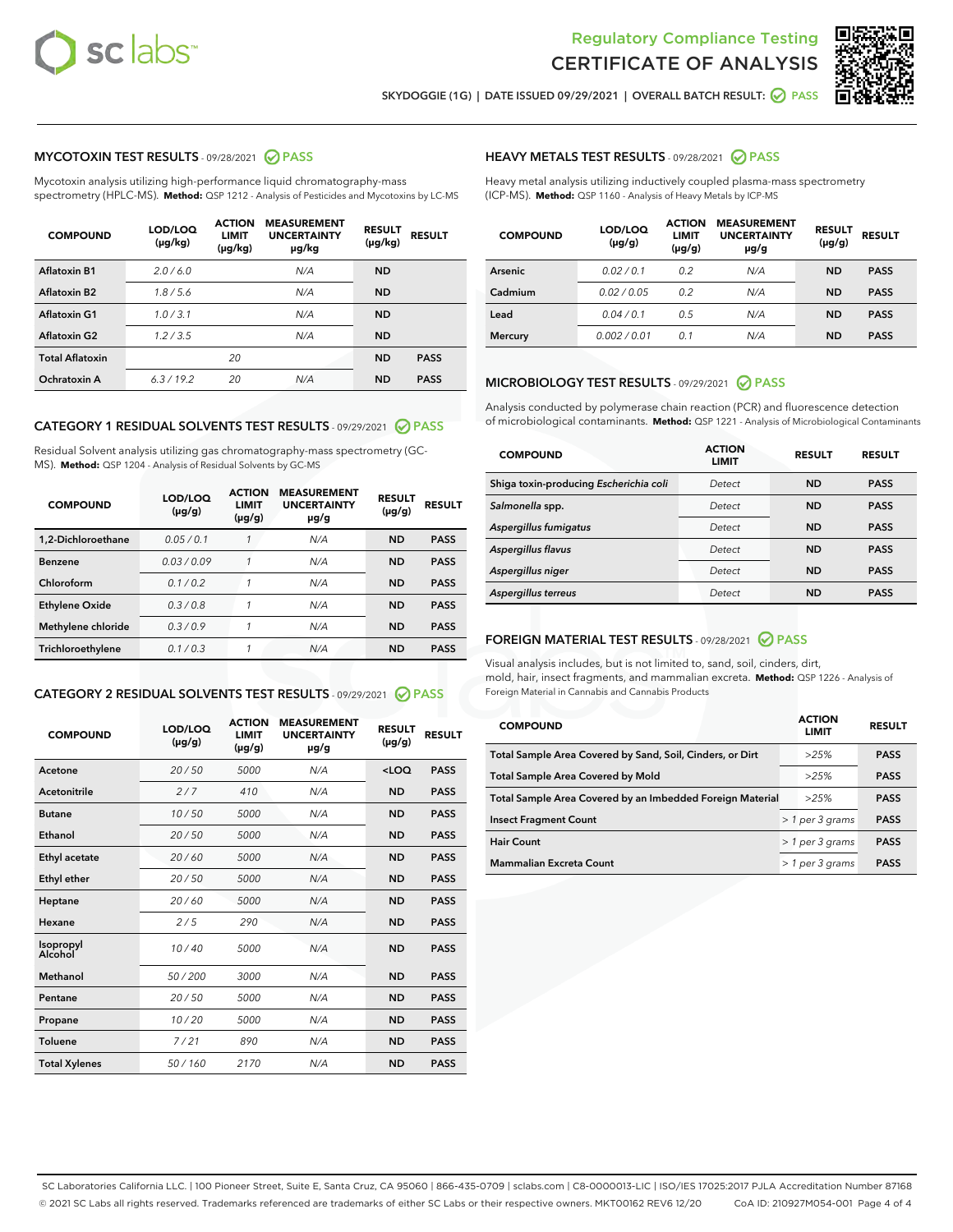Regulatory Compliance Testing

# CERTIFICATE OF ANALYSIS

SKYDOGGIE (1G) | DATE ISSUED 09/29/2021 | OVERALL BATCH RESULT: PASS

## MYCOTOXIN TEST RESULTS - 09/28/2021 PASS

Mycotoxin analysis utilizing high-performance liquid chromatography-mass spectrometry (HPLC-MS). **Method:** QSP 1212 - Analysis of Pesticides and Mycotoxins by LC-MS

| COMPOUND | LOD/LOQ (µg/kg) | ACTION LIMIT (µg/kg) | MEASUREMENT UNCERTAINTY µg/kg | RESULT (µg/kg) | RESULT |
|---|---|---|---|---|---|
| Aflatoxin B1 | 2.0 / 6.0 | | N/A | ND | |
| Aflatoxin B2 | 1.8 / 5.6 | | N/A | ND | |
| Aflatoxin G1 | 1.0 / 3.1 | | N/A | ND | |
| Aflatoxin G2 | 1.2 / 3.5 | | N/A | ND | |
| Total Aflatoxin | | 20 | | ND | PASS |
| Ochratoxin A | 6.3 / 19.2 | 20 | N/A | ND | PASS |

## CATEGORY 1 RESIDUAL SOLVENTS TEST RESULTS - 09/29/2021 PASS

Residual Solvent analysis utilizing gas chromatography-mass spectrometry (GC-MS). **Method:** QSP 1204 - Analysis of Residual Solvents by GC-MS

| COMPOUND | LOD/LOQ (µg/g) | ACTION LIMIT (µg/g) | MEASUREMENT UNCERTAINTY µg/g | RESULT (µg/g) | RESULT |
|---|---|---|---|---|---|
| 1,2-Dichloroethane | 0.05 / 0.1 | 1 | N/A | ND | PASS |
| Benzene | 0.03 / 0.09 | 1 | N/A | ND | PASS |
| Chloroform | 0.1 / 0.2 | 1 | N/A | ND | PASS |
| Ethylene Oxide | 0.3 / 0.8 | 1 | N/A | ND | PASS |
| Methylene chloride | 0.3 / 0.9 | 1 | N/A | ND | PASS |
| Trichloroethylene | 0.1 / 0.3 | 1 | N/A | ND | PASS |

## CATEGORY 2 RESIDUAL SOLVENTS TEST RESULTS - 09/29/2021 PASS

| COMPOUND | LOD/LOQ (µg/g) | ACTION LIMIT (µg/g) | MEASUREMENT UNCERTAINTY µg/g | RESULT (µg/g) | RESULT |
|---|---|---|---|---|---|
| Acetone | 20 / 50 | 5000 | N/A | <LOQ | PASS |
| Acetonitrile | 2 / 7 | 410 | N/A | ND | PASS |
| Butane | 10 / 50 | 5000 | N/A | ND | PASS |
| Ethanol | 20 / 50 | 5000 | N/A | ND | PASS |
| Ethyl acetate | 20 / 60 | 5000 | N/A | ND | PASS |
| Ethyl ether | 20 / 50 | 5000 | N/A | ND | PASS |
| Heptane | 20 / 60 | 5000 | N/A | ND | PASS |
| Hexane | 2 / 5 | 290 | N/A | ND | PASS |
| Isopropyl Alcohol | 10 / 40 | 5000 | N/A | ND | PASS |
| Methanol | 50 / 200 | 3000 | N/A | ND | PASS |
| Pentane | 20 / 50 | 5000 | N/A | ND | PASS |
| Propane | 10 / 20 | 5000 | N/A | ND | PASS |
| Toluene | 7 / 21 | 890 | N/A | ND | PASS |
| Total Xylenes | 50 / 160 | 2170 | N/A | ND | PASS |

## HEAVY METALS TEST RESULTS - 09/28/2021 PASS

Heavy metal analysis utilizing inductively coupled plasma-mass spectrometry (ICP-MS). **Method:** QSP 1160 - Analysis of Heavy Metals by ICP-MS

| COMPOUND | LOD/LOQ (µg/g) | ACTION LIMIT (µg/g) | MEASUREMENT UNCERTAINTY µg/g | RESULT (µg/g) | RESULT |
|---|---|---|---|---|---|
| Arsenic | 0.02 / 0.1 | 0.2 | N/A | ND | PASS |
| Cadmium | 0.02 / 0.05 | 0.2 | N/A | ND | PASS |
| Lead | 0.04 / 0.1 | 0.5 | N/A | ND | PASS |
| Mercury | 0.002 / 0.01 | 0.1 | N/A | ND | PASS |

## MICROBIOLOGY TEST RESULTS - 09/29/2021 PASS

Analysis conducted by polymerase chain reaction (PCR) and fluorescence detection of microbiological contaminants. **Method:** QSP 1221 - Analysis of Microbiological Contaminants

| COMPOUND | ACTION LIMIT | RESULT | RESULT |
|---|---|---|---|
| Shiga toxin-producing *Escherichia coli* | Detect | ND | PASS |
| *Salmonella* spp. | Detect | ND | PASS |
| *Aspergillus fumigatus* | Detect | ND | PASS |
| *Aspergillus flavus* | Detect | ND | PASS |
| *Aspergillus niger* | Detect | ND | PASS |
| *Aspergillus terreus* | Detect | ND | PASS |

## FOREIGN MATERIAL TEST RESULTS - 09/28/2021 PASS

Visual analysis includes, but is not limited to, sand, soil, cinders, dirt, mold, hair, insect fragments, and mammalian excreta. **Method:** QSP 1226 - Analysis of Foreign Material in Cannabis and Cannabis Products

| COMPOUND | ACTION LIMIT | RESULT |
|---|---|---|
| Total Sample Area Covered by Sand, Soil, Cinders, or Dirt | >25% | PASS |
| Total Sample Area Covered by Mold | >25% | PASS |
| Total Sample Area Covered by an Imbedded Foreign Material | >25% | PASS |
| Insect Fragment Count | > 1 per 3 grams | PASS |
| Hair Count | > 1 per 3 grams | PASS |
| Mammalian Excreta Count | > 1 per 3 grams | PASS |

SC Laboratories California LLC. | 100 Pioneer Street, Suite E, Santa Cruz, CA 95060 | 866-435-0709 | sclabs.com | C8-0000013-LIC | ISO/IES 17025:2017 PJLA Accreditation Number 87168
© 2021 SC Labs all rights reserved. Trademarks referenced are trademarks of either SC Labs or their respective owners. MKT00162 REV6 12/20 CoA ID: 210927M054-001